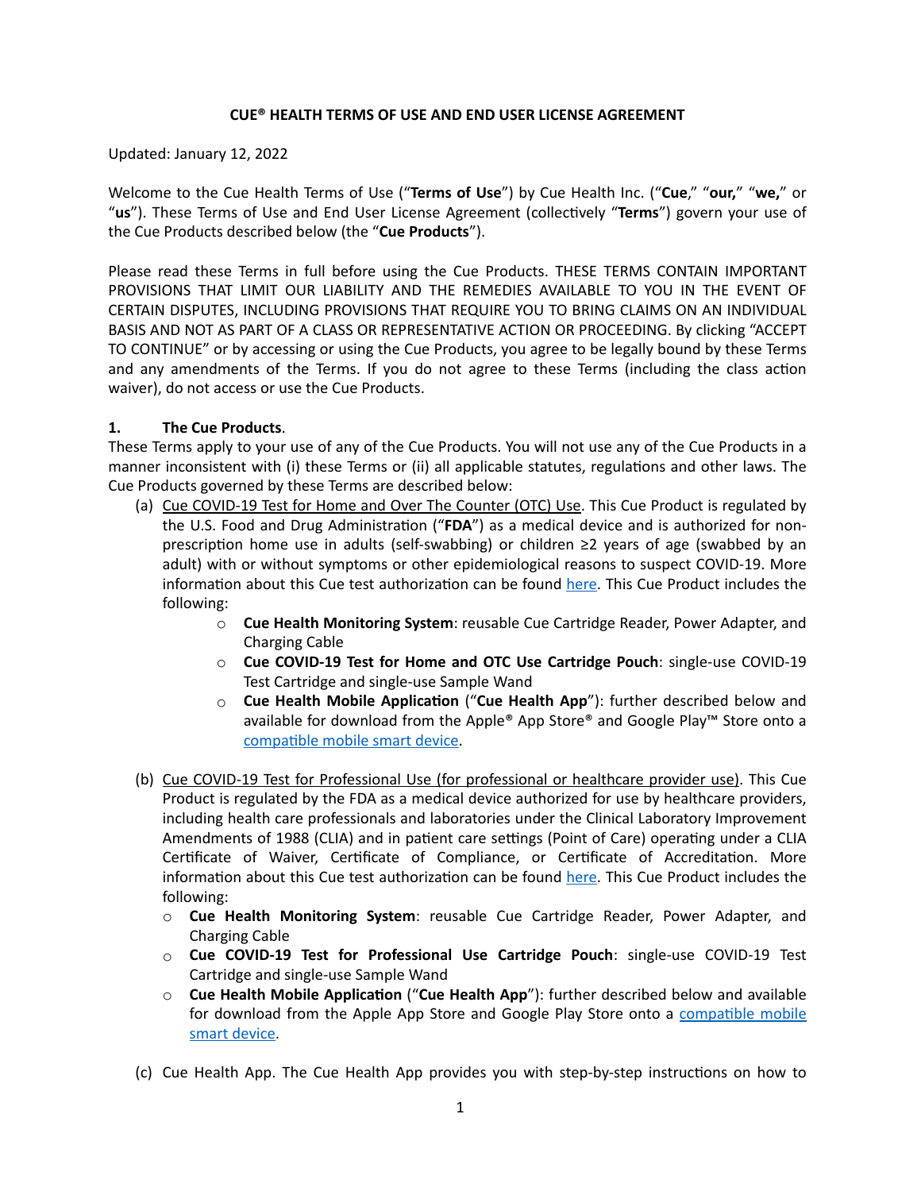# CUE® HEALTH TERMS OF USE AND END USER LICENSE AGREEMENT

Updated: January 12, 2022

Welcome to the Cue Health Terms of Use ("**Terms of Use**") by Cue Health Inc. ("**Cue**," "**our,**" "**we,**" or "**us**"). These Terms of Use and End User License Agreement (collectively "**Terms**") govern your use of the Cue Products described below (the "**Cue Products**").

Please read these Terms in full before using the Cue Products. THESE TERMS CONTAIN IMPORTANT PROVISIONS THAT LIMIT OUR LIABILITY AND THE REMEDIES AVAILABLE TO YOU IN THE EVENT OF CERTAIN DISPUTES, INCLUDING PROVISIONS THAT REQUIRE YOU TO BRING CLAIMS ON AN INDIVIDUAL BASIS AND NOT AS PART OF A CLASS OR REPRESENTATIVE ACTION OR PROCEEDING. By clicking "ACCEPT TO CONTINUE" or by accessing or using the Cue Products, you agree to be legally bound by these Terms and any amendments of the Terms. If you do not agree to these Terms (including the class action waiver), do not access or use the Cue Products.

**1. The Cue Products**.

These Terms apply to your use of any of the Cue Products. You will not use any of the Cue Products in a manner inconsistent with (i) these Terms or (ii) all applicable statutes, regulations and other laws. The Cue Products governed by these Terms are described below:

(a) Cue COVID-19 Test for Home and Over The Counter (OTC) Use. This Cue Product is regulated by the U.S. Food and Drug Administration ("**FDA**") as a medical device and is authorized for non-prescription home use in adults (self-swabbing) or children ≥2 years of age (swabbed by an adult) with or without symptoms or other epidemiological reasons to suspect COVID-19. More information about this Cue test authorization can be found here. This Cue Product includes the following:

- **Cue Health Monitoring System**: reusable Cue Cartridge Reader, Power Adapter, and Charging Cable
- **Cue COVID-19 Test for Home and OTC Use Cartridge Pouch**: single-use COVID-19 Test Cartridge and single-use Sample Wand
- **Cue Health Mobile Application** ("**Cue Health App**"): further described below and available for download from the Apple® App Store® and Google Play™ Store onto a compatible mobile smart device.

(b) Cue COVID-19 Test for Professional Use (for professional or healthcare provider use). This Cue Product is regulated by the FDA as a medical device authorized for use by healthcare providers, including health care professionals and laboratories under the Clinical Laboratory Improvement Amendments of 1988 (CLIA) and in patient care settings (Point of Care) operating under a CLIA Certificate of Waiver, Certificate of Compliance, or Certificate of Accreditation. More information about this Cue test authorization can be found here. This Cue Product includes the following:

- **Cue Health Monitoring System**: reusable Cue Cartridge Reader, Power Adapter, and Charging Cable
- **Cue COVID-19 Test for Professional Use Cartridge Pouch**: single-use COVID-19 Test Cartridge and single-use Sample Wand
- **Cue Health Mobile Application** ("**Cue Health App**"): further described below and available for download from the Apple App Store and Google Play Store onto a compatible mobile smart device.

(c) Cue Health App. The Cue Health App provides you with step-by-step instructions on how to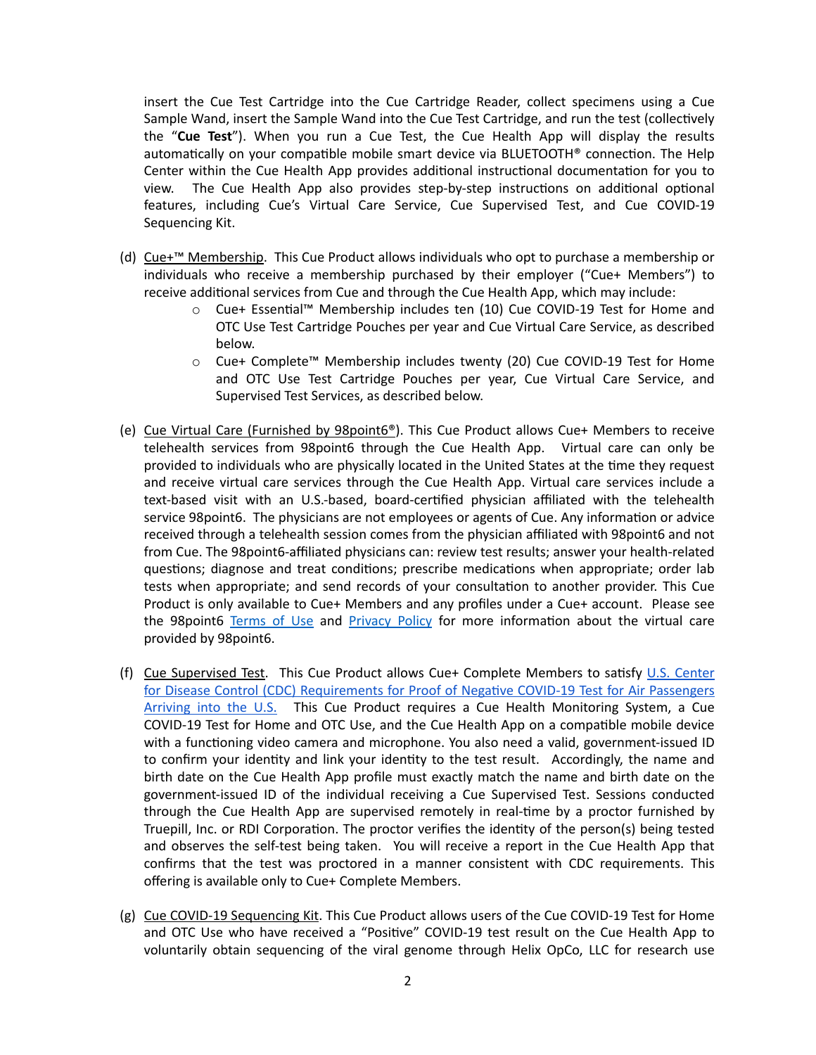insert the Cue Test Cartridge into the Cue Cartridge Reader, collect specimens using a Cue Sample Wand, insert the Sample Wand into the Cue Test Cartridge, and run the test (collectively the "**Cue Test**"). When you run a Cue Test, the Cue Health App will display the results automatically on your compatible mobile smart device via BLUETOOTH® connection. The Help Center within the Cue Health App provides additional instructional documentation for you to view. The Cue Health App also provides step-by-step instructions on additional optional features, including Cue's Virtual Care Service, Cue Supervised Test, and Cue COVID-19 Sequencing Kit.

(d) Cue+™ Membership. This Cue Product allows individuals who opt to purchase a membership or individuals who receive a membership purchased by their employer ("Cue+ Members") to receive additional services from Cue and through the Cue Health App, which may include:

- Cue+ Essential™ Membership includes ten (10) Cue COVID-19 Test for Home and OTC Use Test Cartridge Pouches per year and Cue Virtual Care Service, as described below.
- Cue+ Complete™ Membership includes twenty (20) Cue COVID-19 Test for Home and OTC Use Test Cartridge Pouches per year, Cue Virtual Care Service, and Supervised Test Services, as described below.

(e) Cue Virtual Care (Furnished by 98point6®). This Cue Product allows Cue+ Members to receive telehealth services from 98point6 through the Cue Health App. Virtual care can only be provided to individuals who are physically located in the United States at the time they request and receive virtual care services through the Cue Health App. Virtual care services include a text-based visit with an U.S.-based, board-certified physician affiliated with the telehealth service 98point6. The physicians are not employees or agents of Cue. Any information or advice received through a telehealth session comes from the physician affiliated with 98point6 and not from Cue. The 98point6-affiliated physicians can: review test results; answer your health-related questions; diagnose and treat conditions; prescribe medications when appropriate; order lab tests when appropriate; and send records of your consultation to another provider. This Cue Product is only available to Cue+ Members and any profiles under a Cue+ account. Please see the 98point6 Terms of Use and Privacy Policy for more information about the virtual care provided by 98point6.

(f) Cue Supervised Test. This Cue Product allows Cue+ Complete Members to satisfy U.S. Center for Disease Control (CDC) Requirements for Proof of Negative COVID-19 Test for Air Passengers Arriving into the U.S. This Cue Product requires a Cue Health Monitoring System, a Cue COVID-19 Test for Home and OTC Use, and the Cue Health App on a compatible mobile device with a functioning video camera and microphone. You also need a valid, government-issued ID to confirm your identity and link your identity to the test result. Accordingly, the name and birth date on the Cue Health App profile must exactly match the name and birth date on the government-issued ID of the individual receiving a Cue Supervised Test. Sessions conducted through the Cue Health App are supervised remotely in real-time by a proctor furnished by Truepill, Inc. or RDI Corporation. The proctor verifies the identity of the person(s) being tested and observes the self-test being taken. You will receive a report in the Cue Health App that confirms that the test was proctored in a manner consistent with CDC requirements. This offering is available only to Cue+ Complete Members.

(g) Cue COVID-19 Sequencing Kit. This Cue Product allows users of the Cue COVID-19 Test for Home and OTC Use who have received a "Positive" COVID-19 test result on the Cue Health App to voluntarily obtain sequencing of the viral genome through Helix OpCo, LLC for research use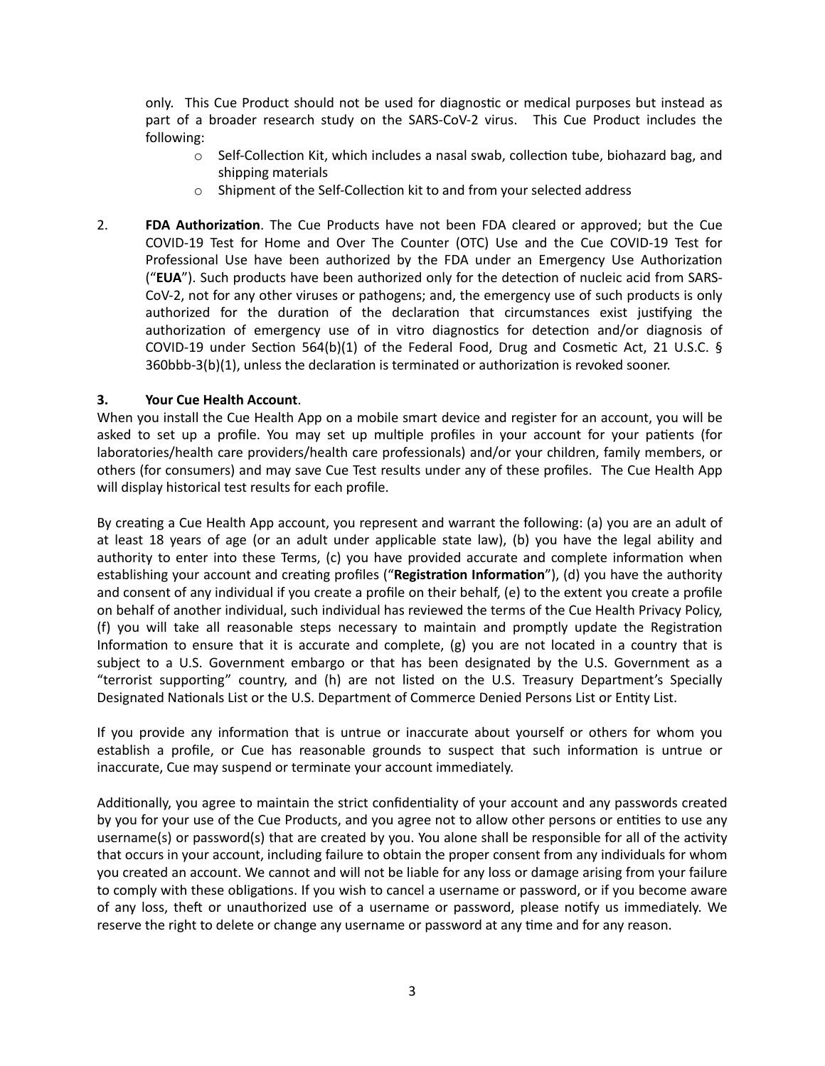only. This Cue Product should not be used for diagnostic or medical purposes but instead as part of a broader research study on the SARS-CoV-2 virus. This Cue Product includes the following:

- Self-Collection Kit, which includes a nasal swab, collection tube, biohazard bag, and shipping materials
- Shipment of the Self-Collection kit to and from your selected address

2. **FDA Authorization**. The Cue Products have not been FDA cleared or approved; but the Cue COVID-19 Test for Home and Over The Counter (OTC) Use and the Cue COVID-19 Test for Professional Use have been authorized by the FDA under an Emergency Use Authorization ("**EUA**"). Such products have been authorized only for the detection of nucleic acid from SARS-CoV-2, not for any other viruses or pathogens; and, the emergency use of such products is only authorized for the duration of the declaration that circumstances exist justifying the authorization of emergency use of in vitro diagnostics for detection and/or diagnosis of COVID-19 under Section 564(b)(1) of the Federal Food, Drug and Cosmetic Act, 21 U.S.C. § 360bbb-3(b)(1), unless the declaration is terminated or authorization is revoked sooner.

**3. Your Cue Health Account**.

When you install the Cue Health App on a mobile smart device and register for an account, you will be asked to set up a profile. You may set up multiple profiles in your account for your patients (for laboratories/health care providers/health care professionals) and/or your children, family members, or others (for consumers) and may save Cue Test results under any of these profiles. The Cue Health App will display historical test results for each profile.

By creating a Cue Health App account, you represent and warrant the following: (a) you are an adult of at least 18 years of age (or an adult under applicable state law), (b) you have the legal ability and authority to enter into these Terms, (c) you have provided accurate and complete information when establishing your account and creating profiles ("**Registration Information**"), (d) you have the authority and consent of any individual if you create a profile on their behalf, (e) to the extent you create a profile on behalf of another individual, such individual has reviewed the terms of the Cue Health Privacy Policy, (f) you will take all reasonable steps necessary to maintain and promptly update the Registration Information to ensure that it is accurate and complete, (g) you are not located in a country that is subject to a U.S. Government embargo or that has been designated by the U.S. Government as a "terrorist supporting" country, and (h) are not listed on the U.S. Treasury Department's Specially Designated Nationals List or the U.S. Department of Commerce Denied Persons List or Entity List.

If you provide any information that is untrue or inaccurate about yourself or others for whom you establish a profile, or Cue has reasonable grounds to suspect that such information is untrue or inaccurate, Cue may suspend or terminate your account immediately.

Additionally, you agree to maintain the strict confidentiality of your account and any passwords created by you for your use of the Cue Products, and you agree not to allow other persons or entities to use any username(s) or password(s) that are created by you. You alone shall be responsible for all of the activity that occurs in your account, including failure to obtain the proper consent from any individuals for whom you created an account. We cannot and will not be liable for any loss or damage arising from your failure to comply with these obligations. If you wish to cancel a username or password, or if you become aware of any loss, theft or unauthorized use of a username or password, please notify us immediately. We reserve the right to delete or change any username or password at any time and for any reason.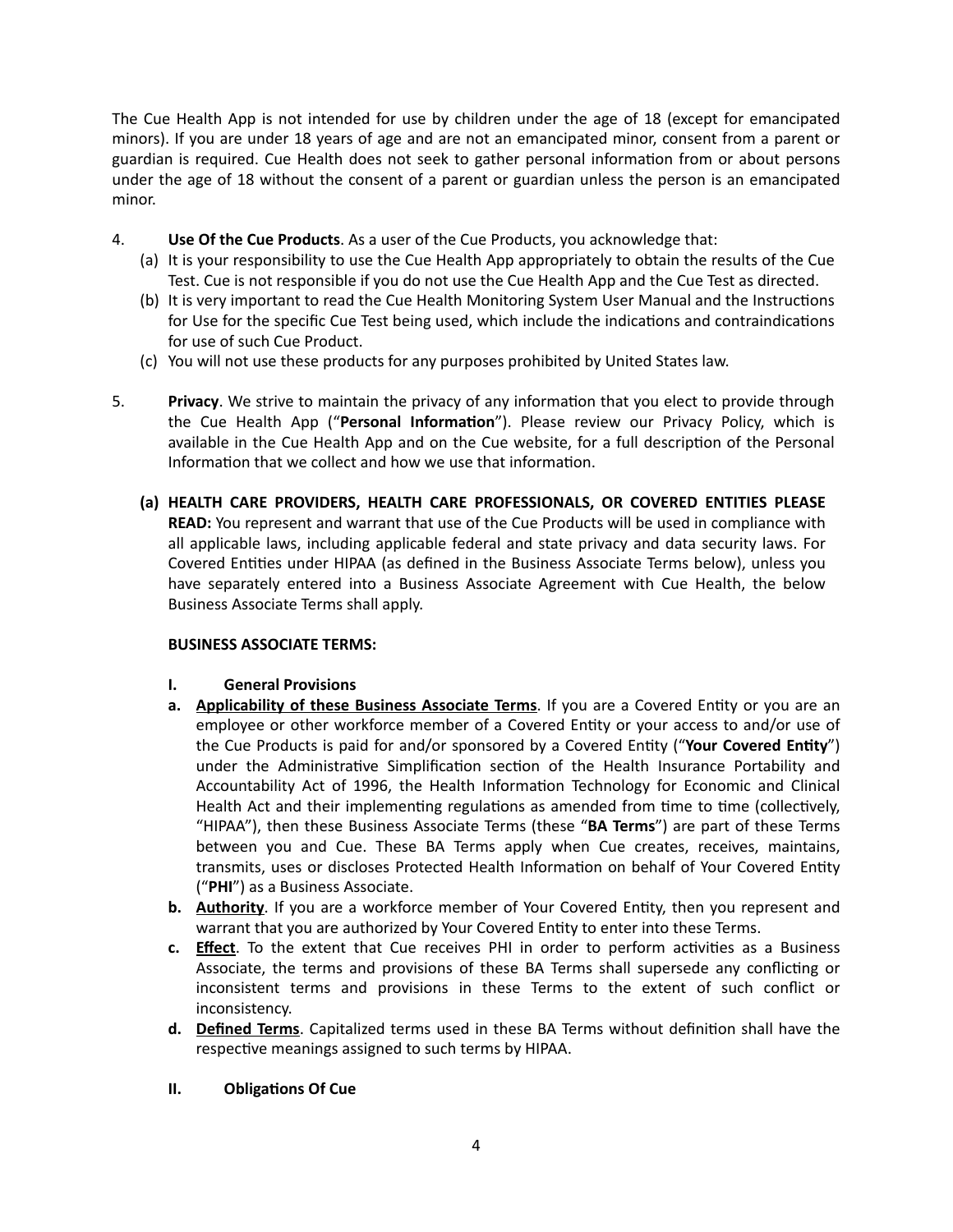The Cue Health App is not intended for use by children under the age of 18 (except for emancipated minors). If you are under 18 years of age and are not an emancipated minor, consent from a parent or guardian is required. Cue Health does not seek to gather personal information from or about persons under the age of 18 without the consent of a parent or guardian unless the person is an emancipated minor.

4. **Use Of the Cue Products**. As a user of the Cue Products, you acknowledge that:
   (a) It is your responsibility to use the Cue Health App appropriately to obtain the results of the Cue Test. Cue is not responsible if you do not use the Cue Health App and the Cue Test as directed.
   (b) It is very important to read the Cue Health Monitoring System User Manual and the Instructions for Use for the specific Cue Test being used, which include the indications and contraindications for use of such Cue Product.
   (c) You will not use these products for any purposes prohibited by United States law.

5. **Privacy**. We strive to maintain the privacy of any information that you elect to provide through the Cue Health App ("**Personal Information**"). Please review our Privacy Policy, which is available in the Cue Health App and on the Cue website, for a full description of the Personal Information that we collect and how we use that information.

   **(a) HEALTH CARE PROVIDERS, HEALTH CARE PROFESSIONALS, OR COVERED ENTITIES PLEASE READ:** You represent and warrant that use of the Cue Products will be used in compliance with all applicable laws, including applicable federal and state privacy and data security laws. For Covered Entities under HIPAA (as defined in the Business Associate Terms below), unless you have separately entered into a Business Associate Agreement with Cue Health, the below Business Associate Terms shall apply.

   **BUSINESS ASSOCIATE TERMS:**

   **I. General Provisions**

   **a.** **Applicability of these Business Associate Terms**. If you are a Covered Entity or you are an employee or other workforce member of a Covered Entity or your access to and/or use of the Cue Products is paid for and/or sponsored by a Covered Entity ("**Your Covered Entity**") under the Administrative Simplification section of the Health Insurance Portability and Accountability Act of 1996, the Health Information Technology for Economic and Clinical Health Act and their implementing regulations as amended from time to time (collectively, "HIPAA"), then these Business Associate Terms (these "**BA Terms**") are part of these Terms between you and Cue. These BA Terms apply when Cue creates, receives, maintains, transmits, uses or discloses Protected Health Information on behalf of Your Covered Entity ("**PHI**") as a Business Associate.

   **b.** **Authority**. If you are a workforce member of Your Covered Entity, then you represent and warrant that you are authorized by Your Covered Entity to enter into these Terms.

   **c.** **Effect**. To the extent that Cue receives PHI in order to perform activities as a Business Associate, the terms and provisions of these BA Terms shall supersede any conflicting or inconsistent terms and provisions in these Terms to the extent of such conflict or inconsistency.

   **d.** **Defined Terms**. Capitalized terms used in these BA Terms without definition shall have the respective meanings assigned to such terms by HIPAA.

   **II. Obligations Of Cue**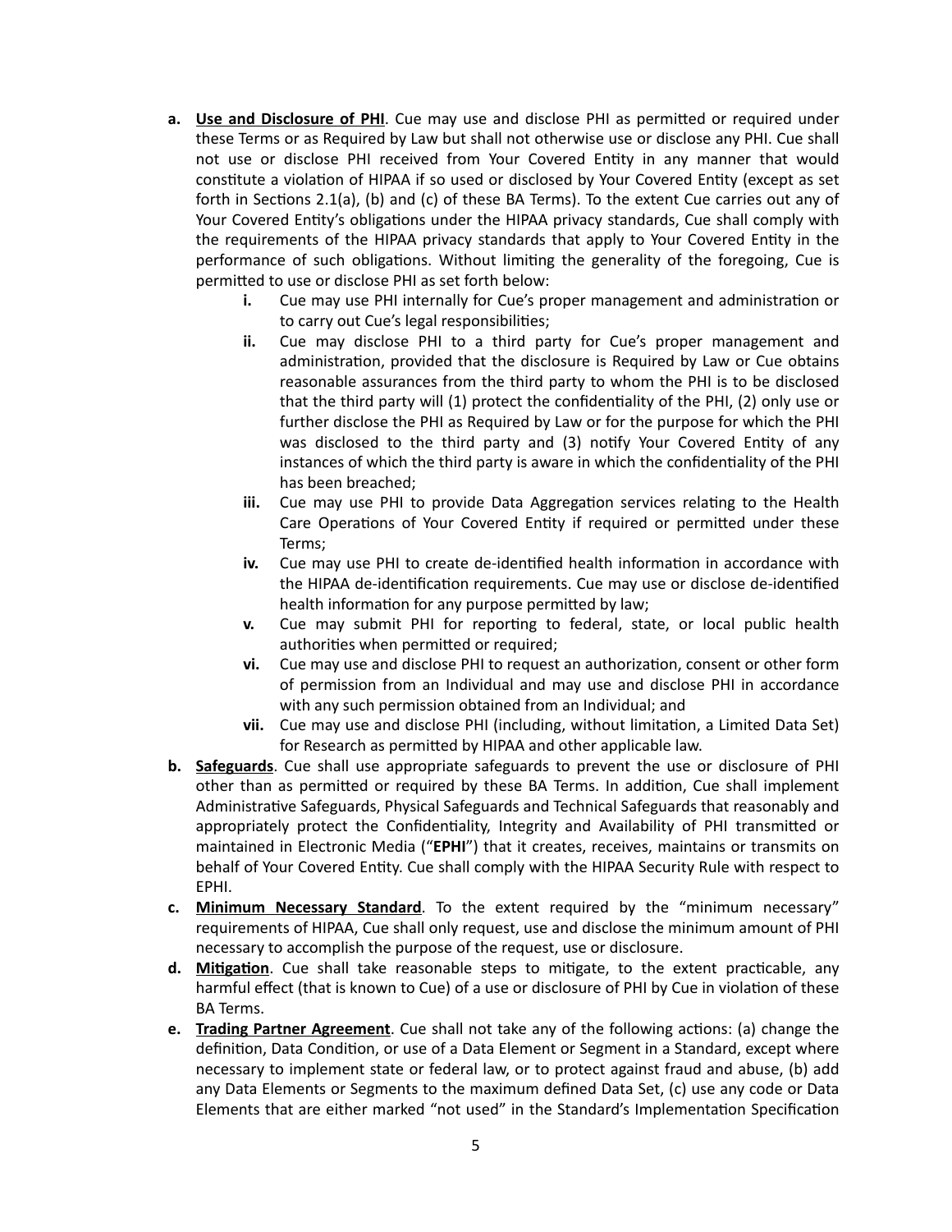a. **Use and Disclosure of PHI**. Cue may use and disclose PHI as permitted or required under these Terms or as Required by Law but shall not otherwise use or disclose any PHI. Cue shall not use or disclose PHI received from Your Covered Entity in any manner that would constitute a violation of HIPAA if so used or disclosed by Your Covered Entity (except as set forth in Sections 2.1(a), (b) and (c) of these BA Terms). To the extent Cue carries out any of Your Covered Entity's obligations under the HIPAA privacy standards, Cue shall comply with the requirements of the HIPAA privacy standards that apply to Your Covered Entity in the performance of such obligations. Without limiting the generality of the foregoing, Cue is permitted to use or disclose PHI as set forth below:
    i. Cue may use PHI internally for Cue's proper management and administration or to carry out Cue's legal responsibilities;
    ii. Cue may disclose PHI to a third party for Cue's proper management and administration, provided that the disclosure is Required by Law or Cue obtains reasonable assurances from the third party to whom the PHI is to be disclosed that the third party will (1) protect the confidentiality of the PHI, (2) only use or further disclose the PHI as Required by Law or for the purpose for which the PHI was disclosed to the third party and (3) notify Your Covered Entity of any instances of which the third party is aware in which the confidentiality of the PHI has been breached;
    iii. Cue may use PHI to provide Data Aggregation services relating to the Health Care Operations of Your Covered Entity if required or permitted under these Terms;
    iv. Cue may use PHI to create de-identified health information in accordance with the HIPAA de-identification requirements. Cue may use or disclose de-identified health information for any purpose permitted by law;
    v. Cue may submit PHI for reporting to federal, state, or local public health authorities when permitted or required;
    vi. Cue may use and disclose PHI to request an authorization, consent or other form of permission from an Individual and may use and disclose PHI in accordance with any such permission obtained from an Individual; and
    vii. Cue may use and disclose PHI (including, without limitation, a Limited Data Set) for Research as permitted by HIPAA and other applicable law.

b. **Safeguards**. Cue shall use appropriate safeguards to prevent the use or disclosure of PHI other than as permitted or required by these BA Terms. In addition, Cue shall implement Administrative Safeguards, Physical Safeguards and Technical Safeguards that reasonably and appropriately protect the Confidentiality, Integrity and Availability of PHI transmitted or maintained in Electronic Media ("**EPHI**") that it creates, receives, maintains or transmits on behalf of Your Covered Entity. Cue shall comply with the HIPAA Security Rule with respect to EPHI.

c. **Minimum Necessary Standard**. To the extent required by the "minimum necessary" requirements of HIPAA, Cue shall only request, use and disclose the minimum amount of PHI necessary to accomplish the purpose of the request, use or disclosure.

d. **Mitigation**. Cue shall take reasonable steps to mitigate, to the extent practicable, any harmful effect (that is known to Cue) of a use or disclosure of PHI by Cue in violation of these BA Terms.

e. **Trading Partner Agreement**. Cue shall not take any of the following actions: (a) change the definition, Data Condition, or use of a Data Element or Segment in a Standard, except where necessary to implement state or federal law, or to protect against fraud and abuse, (b) add any Data Elements or Segments to the maximum defined Data Set, (c) use any code or Data Elements that are either marked "not used" in the Standard's Implementation Specification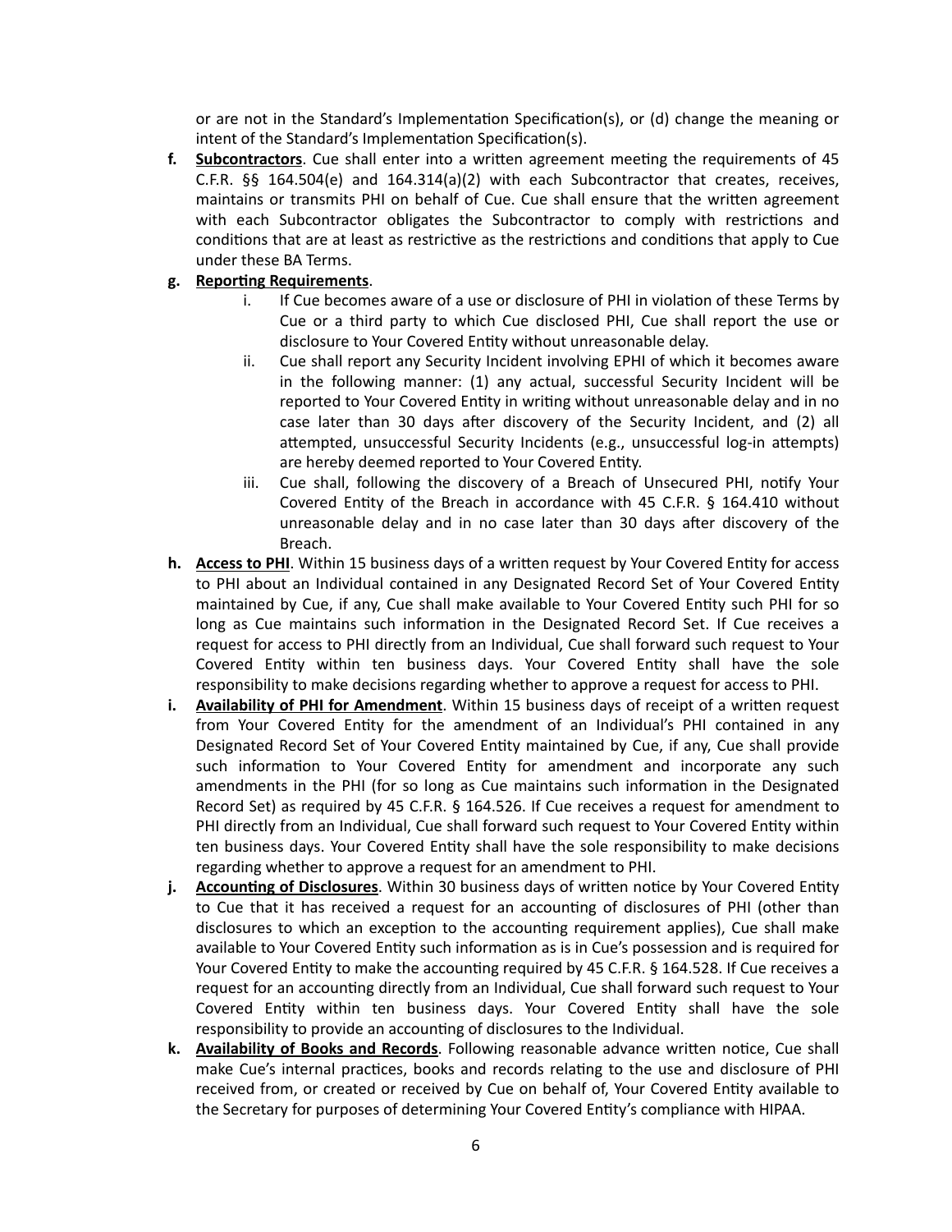or are not in the Standard's Implementation Specification(s), or (d) change the meaning or intent of the Standard's Implementation Specification(s).

**f. <u>Subcontractors</u>**. Cue shall enter into a written agreement meeting the requirements of 45 C.F.R. §§ 164.504(e) and 164.314(a)(2) with each Subcontractor that creates, receives, maintains or transmits PHI on behalf of Cue. Cue shall ensure that the written agreement with each Subcontractor obligates the Subcontractor to comply with restrictions and conditions that are at least as restrictive as the restrictions and conditions that apply to Cue under these BA Terms.

**g. <u>Reporting Requirements</u>**.

i. If Cue becomes aware of a use or disclosure of PHI in violation of these Terms by Cue or a third party to which Cue disclosed PHI, Cue shall report the use or disclosure to Your Covered Entity without unreasonable delay.

ii. Cue shall report any Security Incident involving EPHI of which it becomes aware in the following manner: (1) any actual, successful Security Incident will be reported to Your Covered Entity in writing without unreasonable delay and in no case later than 30 days after discovery of the Security Incident, and (2) all attempted, unsuccessful Security Incidents (e.g., unsuccessful log-in attempts) are hereby deemed reported to Your Covered Entity.

iii. Cue shall, following the discovery of a Breach of Unsecured PHI, notify Your Covered Entity of the Breach in accordance with 45 C.F.R. § 164.410 without unreasonable delay and in no case later than 30 days after discovery of the Breach.

**h. <u>Access to PHI</u>**. Within 15 business days of a written request by Your Covered Entity for access to PHI about an Individual contained in any Designated Record Set of Your Covered Entity maintained by Cue, if any, Cue shall make available to Your Covered Entity such PHI for so long as Cue maintains such information in the Designated Record Set. If Cue receives a request for access to PHI directly from an Individual, Cue shall forward such request to Your Covered Entity within ten business days. Your Covered Entity shall have the sole responsibility to make decisions regarding whether to approve a request for access to PHI.

**i. <u>Availability of PHI for Amendment</u>**. Within 15 business days of receipt of a written request from Your Covered Entity for the amendment of an Individual's PHI contained in any Designated Record Set of Your Covered Entity maintained by Cue, if any, Cue shall provide such information to Your Covered Entity for amendment and incorporate any such amendments in the PHI (for so long as Cue maintains such information in the Designated Record Set) as required by 45 C.F.R. § 164.526. If Cue receives a request for amendment to PHI directly from an Individual, Cue shall forward such request to Your Covered Entity within ten business days. Your Covered Entity shall have the sole responsibility to make decisions regarding whether to approve a request for an amendment to PHI.

**j. <u>Accounting of Disclosures</u>**. Within 30 business days of written notice by Your Covered Entity to Cue that it has received a request for an accounting of disclosures of PHI (other than disclosures to which an exception to the accounting requirement applies), Cue shall make available to Your Covered Entity such information as is in Cue's possession and is required for Your Covered Entity to make the accounting required by 45 C.F.R. § 164.528. If Cue receives a request for an accounting directly from an Individual, Cue shall forward such request to Your Covered Entity within ten business days. Your Covered Entity shall have the sole responsibility to provide an accounting of disclosures to the Individual.

**k. <u>Availability of Books and Records</u>**. Following reasonable advance written notice, Cue shall make Cue's internal practices, books and records relating to the use and disclosure of PHI received from, or created or received by Cue on behalf of, Your Covered Entity available to the Secretary for purposes of determining Your Covered Entity's compliance with HIPAA.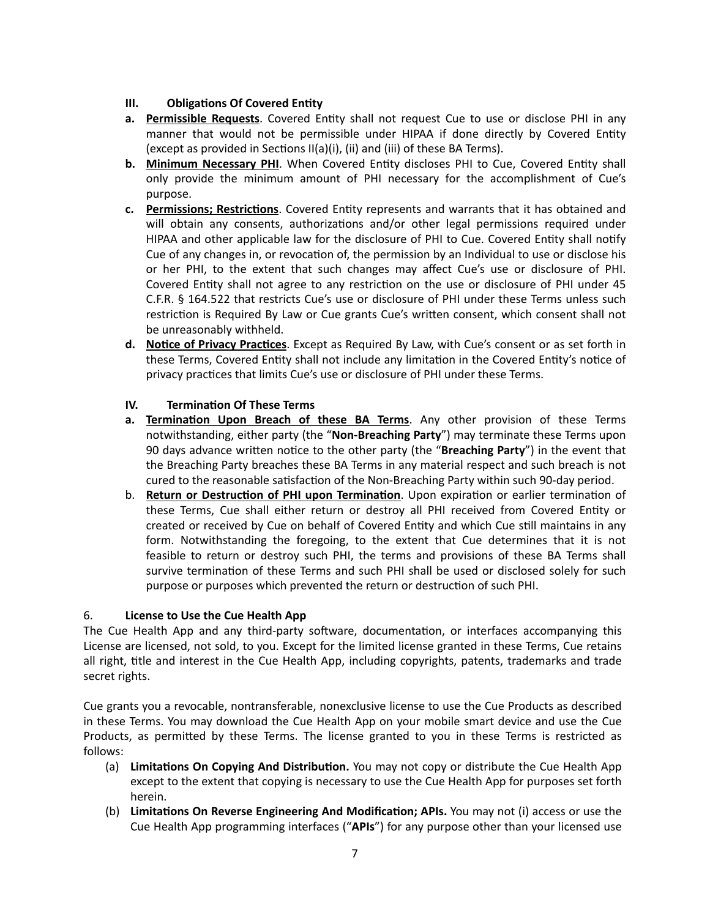### III. Obligations Of Covered Entity

**a.** **Permissible Requests**. Covered Entity shall not request Cue to use or disclose PHI in any manner that would not be permissible under HIPAA if done directly by Covered Entity (except as provided in Sections II(a)(i), (ii) and (iii) of these BA Terms).

**b.** **Minimum Necessary PHI**. When Covered Entity discloses PHI to Cue, Covered Entity shall only provide the minimum amount of PHI necessary for the accomplishment of Cue's purpose.

**c.** **Permissions; Restrictions**. Covered Entity represents and warrants that it has obtained and will obtain any consents, authorizations and/or other legal permissions required under HIPAA and other applicable law for the disclosure of PHI to Cue. Covered Entity shall notify Cue of any changes in, or revocation of, the permission by an Individual to use or disclose his or her PHI, to the extent that such changes may affect Cue's use or disclosure of PHI. Covered Entity shall not agree to any restriction on the use or disclosure of PHI under 45 C.F.R. § 164.522 that restricts Cue's use or disclosure of PHI under these Terms unless such restriction is Required By Law or Cue grants Cue's written consent, which consent shall not be unreasonably withheld.

**d.** **Notice of Privacy Practices**. Except as Required By Law, with Cue's consent or as set forth in these Terms, Covered Entity shall not include any limitation in the Covered Entity's notice of privacy practices that limits Cue's use or disclosure of PHI under these Terms.

### IV. Termination Of These Terms

**a.** **Termination Upon Breach of these BA Terms**. Any other provision of these Terms notwithstanding, either party (the "**Non-Breaching Party**") may terminate these Terms upon 90 days advance written notice to the other party (the "**Breaching Party**") in the event that the Breaching Party breaches these BA Terms in any material respect and such breach is not cured to the reasonable satisfaction of the Non-Breaching Party within such 90-day period.

b. **Return or Destruction of PHI upon Termination**. Upon expiration or earlier termination of these Terms, Cue shall either return or destroy all PHI received from Covered Entity or created or received by Cue on behalf of Covered Entity and which Cue still maintains in any form. Notwithstanding the foregoing, to the extent that Cue determines that it is not feasible to return or destroy such PHI, the terms and provisions of these BA Terms shall survive termination of these Terms and such PHI shall be used or disclosed solely for such purpose or purposes which prevented the return or destruction of such PHI.

## 6. License to Use the Cue Health App

The Cue Health App and any third-party software, documentation, or interfaces accompanying this License are licensed, not sold, to you. Except for the limited license granted in these Terms, Cue retains all right, title and interest in the Cue Health App, including copyrights, patents, trademarks and trade secret rights.

Cue grants you a revocable, nontransferable, nonexclusive license to use the Cue Products as described in these Terms. You may download the Cue Health App on your mobile smart device and use the Cue Products, as permitted by these Terms. The license granted to you in these Terms is restricted as follows:

(a) **Limitations On Copying And Distribution.** You may not copy or distribute the Cue Health App except to the extent that copying is necessary to use the Cue Health App for purposes set forth herein.

(b) **Limitations On Reverse Engineering And Modification; APIs.** You may not (i) access or use the Cue Health App programming interfaces ("**APIs**") for any purpose other than your licensed use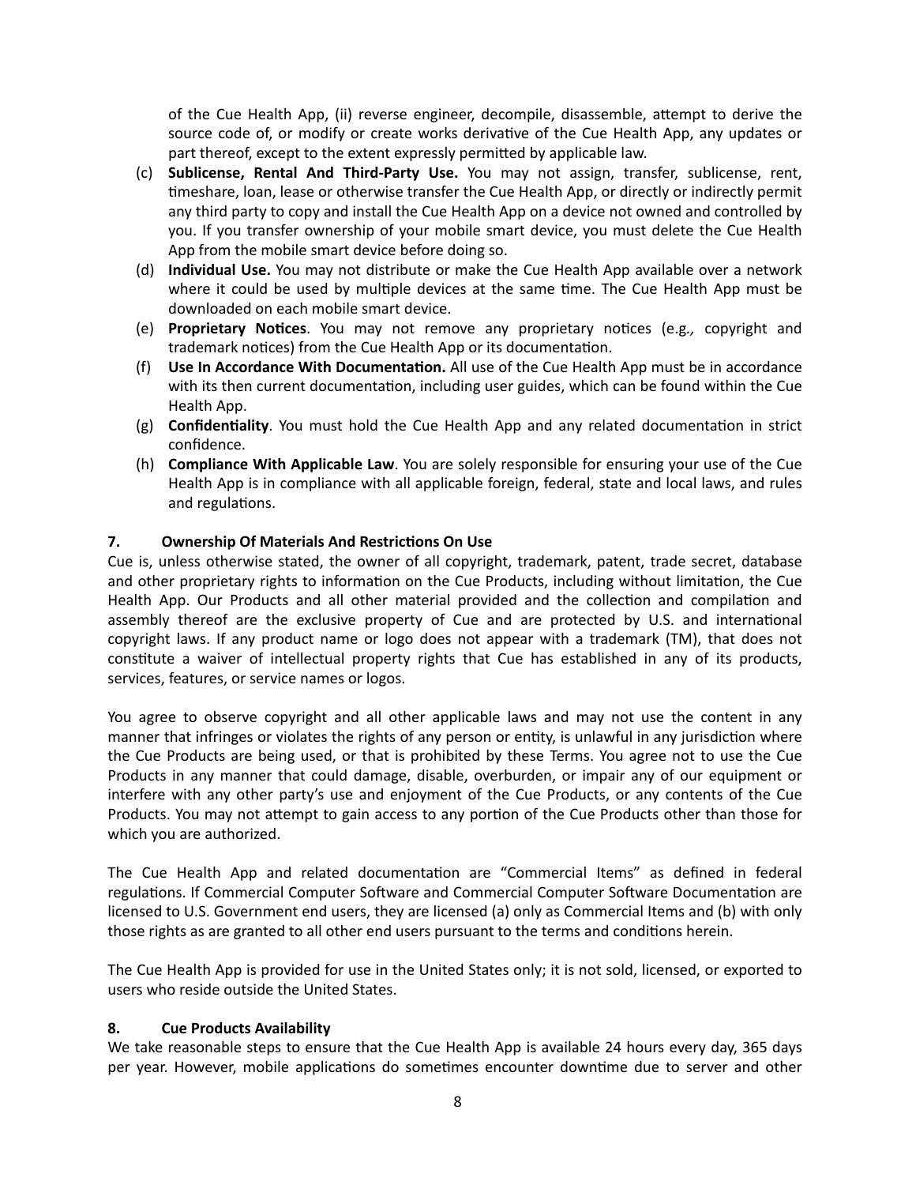of the Cue Health App, (ii) reverse engineer, decompile, disassemble, attempt to derive the source code of, or modify or create works derivative of the Cue Health App, any updates or part thereof, except to the extent expressly permitted by applicable law.

(c) **Sublicense, Rental And Third-Party Use.** You may not assign, transfer, sublicense, rent, timeshare, loan, lease or otherwise transfer the Cue Health App, or directly or indirectly permit any third party to copy and install the Cue Health App on a device not owned and controlled by you. If you transfer ownership of your mobile smart device, you must delete the Cue Health App from the mobile smart device before doing so.

(d) **Individual Use.** You may not distribute or make the Cue Health App available over a network where it could be used by multiple devices at the same time. The Cue Health App must be downloaded on each mobile smart device.

(e) **Proprietary Notices**. You may not remove any proprietary notices (e.g.*,* copyright and trademark notices) from the Cue Health App or its documentation.

(f) **Use In Accordance With Documentation.** All use of the Cue Health App must be in accordance with its then current documentation, including user guides, which can be found within the Cue Health App.

(g) **Confidentiality**. You must hold the Cue Health App and any related documentation in strict confidence.

(h) **Compliance With Applicable Law**. You are solely responsible for ensuring your use of the Cue Health App is in compliance with all applicable foreign, federal, state and local laws, and rules and regulations.

### 7. Ownership Of Materials And Restrictions On Use

Cue is, unless otherwise stated, the owner of all copyright, trademark, patent, trade secret, database and other proprietary rights to information on the Cue Products, including without limitation, the Cue Health App. Our Products and all other material provided and the collection and compilation and assembly thereof are the exclusive property of Cue and are protected by U.S. and international copyright laws. If any product name or logo does not appear with a trademark (TM), that does not constitute a waiver of intellectual property rights that Cue has established in any of its products, services, features, or service names or logos.

You agree to observe copyright and all other applicable laws and may not use the content in any manner that infringes or violates the rights of any person or entity, is unlawful in any jurisdiction where the Cue Products are being used, or that is prohibited by these Terms. You agree not to use the Cue Products in any manner that could damage, disable, overburden, or impair any of our equipment or interfere with any other party's use and enjoyment of the Cue Products, or any contents of the Cue Products. You may not attempt to gain access to any portion of the Cue Products other than those for which you are authorized.

The Cue Health App and related documentation are "Commercial Items" as defined in federal regulations. If Commercial Computer Software and Commercial Computer Software Documentation are licensed to U.S. Government end users, they are licensed (a) only as Commercial Items and (b) with only those rights as are granted to all other end users pursuant to the terms and conditions herein.

The Cue Health App is provided for use in the United States only; it is not sold, licensed, or exported to users who reside outside the United States.

### 8. Cue Products Availability

We take reasonable steps to ensure that the Cue Health App is available 24 hours every day, 365 days per year. However, mobile applications do sometimes encounter downtime due to server and other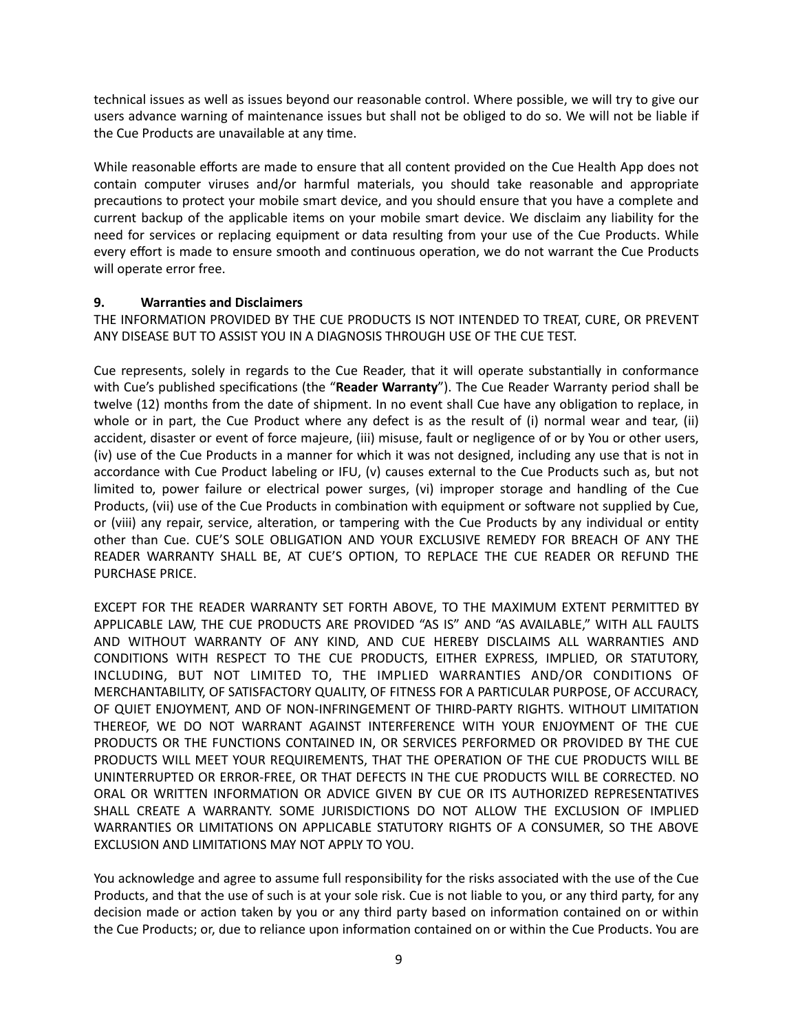technical issues as well as issues beyond our reasonable control. Where possible, we will try to give our users advance warning of maintenance issues but shall not be obliged to do so. We will not be liable if the Cue Products are unavailable at any time.

While reasonable efforts are made to ensure that all content provided on the Cue Health App does not contain computer viruses and/or harmful materials, you should take reasonable and appropriate precautions to protect your mobile smart device, and you should ensure that you have a complete and current backup of the applicable items on your mobile smart device. We disclaim any liability for the need for services or replacing equipment or data resulting from your use of the Cue Products. While every effort is made to ensure smooth and continuous operation, we do not warrant the Cue Products will operate error free.

## 9. Warranties and Disclaimers

THE INFORMATION PROVIDED BY THE CUE PRODUCTS IS NOT INTENDED TO TREAT, CURE, OR PREVENT ANY DISEASE BUT TO ASSIST YOU IN A DIAGNOSIS THROUGH USE OF THE CUE TEST.

Cue represents, solely in regards to the Cue Reader, that it will operate substantially in conformance with Cue's published specifications (the "**Reader Warranty**"). The Cue Reader Warranty period shall be twelve (12) months from the date of shipment. In no event shall Cue have any obligation to replace, in whole or in part, the Cue Product where any defect is as the result of (i) normal wear and tear, (ii) accident, disaster or event of force majeure, (iii) misuse, fault or negligence of or by You or other users, (iv) use of the Cue Products in a manner for which it was not designed, including any use that is not in accordance with Cue Product labeling or IFU, (v) causes external to the Cue Products such as, but not limited to, power failure or electrical power surges, (vi) improper storage and handling of the Cue Products, (vii) use of the Cue Products in combination with equipment or software not supplied by Cue, or (viii) any repair, service, alteration, or tampering with the Cue Products by any individual or entity other than Cue. CUE'S SOLE OBLIGATION AND YOUR EXCLUSIVE REMEDY FOR BREACH OF ANY THE READER WARRANTY SHALL BE, AT CUE'S OPTION, TO REPLACE THE CUE READER OR REFUND THE PURCHASE PRICE.

EXCEPT FOR THE READER WARRANTY SET FORTH ABOVE, TO THE MAXIMUM EXTENT PERMITTED BY APPLICABLE LAW, THE CUE PRODUCTS ARE PROVIDED "AS IS" AND "AS AVAILABLE," WITH ALL FAULTS AND WITHOUT WARRANTY OF ANY KIND, AND CUE HEREBY DISCLAIMS ALL WARRANTIES AND CONDITIONS WITH RESPECT TO THE CUE PRODUCTS, EITHER EXPRESS, IMPLIED, OR STATUTORY, INCLUDING, BUT NOT LIMITED TO, THE IMPLIED WARRANTIES AND/OR CONDITIONS OF MERCHANTABILITY, OF SATISFACTORY QUALITY, OF FITNESS FOR A PARTICULAR PURPOSE, OF ACCURACY, OF QUIET ENJOYMENT, AND OF NON-INFRINGEMENT OF THIRD-PARTY RIGHTS. WITHOUT LIMITATION THEREOF, WE DO NOT WARRANT AGAINST INTERFERENCE WITH YOUR ENJOYMENT OF THE CUE PRODUCTS OR THE FUNCTIONS CONTAINED IN, OR SERVICES PERFORMED OR PROVIDED BY THE CUE PRODUCTS WILL MEET YOUR REQUIREMENTS, THAT THE OPERATION OF THE CUE PRODUCTS WILL BE UNINTERRUPTED OR ERROR-FREE, OR THAT DEFECTS IN THE CUE PRODUCTS WILL BE CORRECTED. NO ORAL OR WRITTEN INFORMATION OR ADVICE GIVEN BY CUE OR ITS AUTHORIZED REPRESENTATIVES SHALL CREATE A WARRANTY. SOME JURISDICTIONS DO NOT ALLOW THE EXCLUSION OF IMPLIED WARRANTIES OR LIMITATIONS ON APPLICABLE STATUTORY RIGHTS OF A CONSUMER, SO THE ABOVE EXCLUSION AND LIMITATIONS MAY NOT APPLY TO YOU.

You acknowledge and agree to assume full responsibility for the risks associated with the use of the Cue Products, and that the use of such is at your sole risk. Cue is not liable to you, or any third party, for any decision made or action taken by you or any third party based on information contained on or within the Cue Products; or, due to reliance upon information contained on or within the Cue Products. You are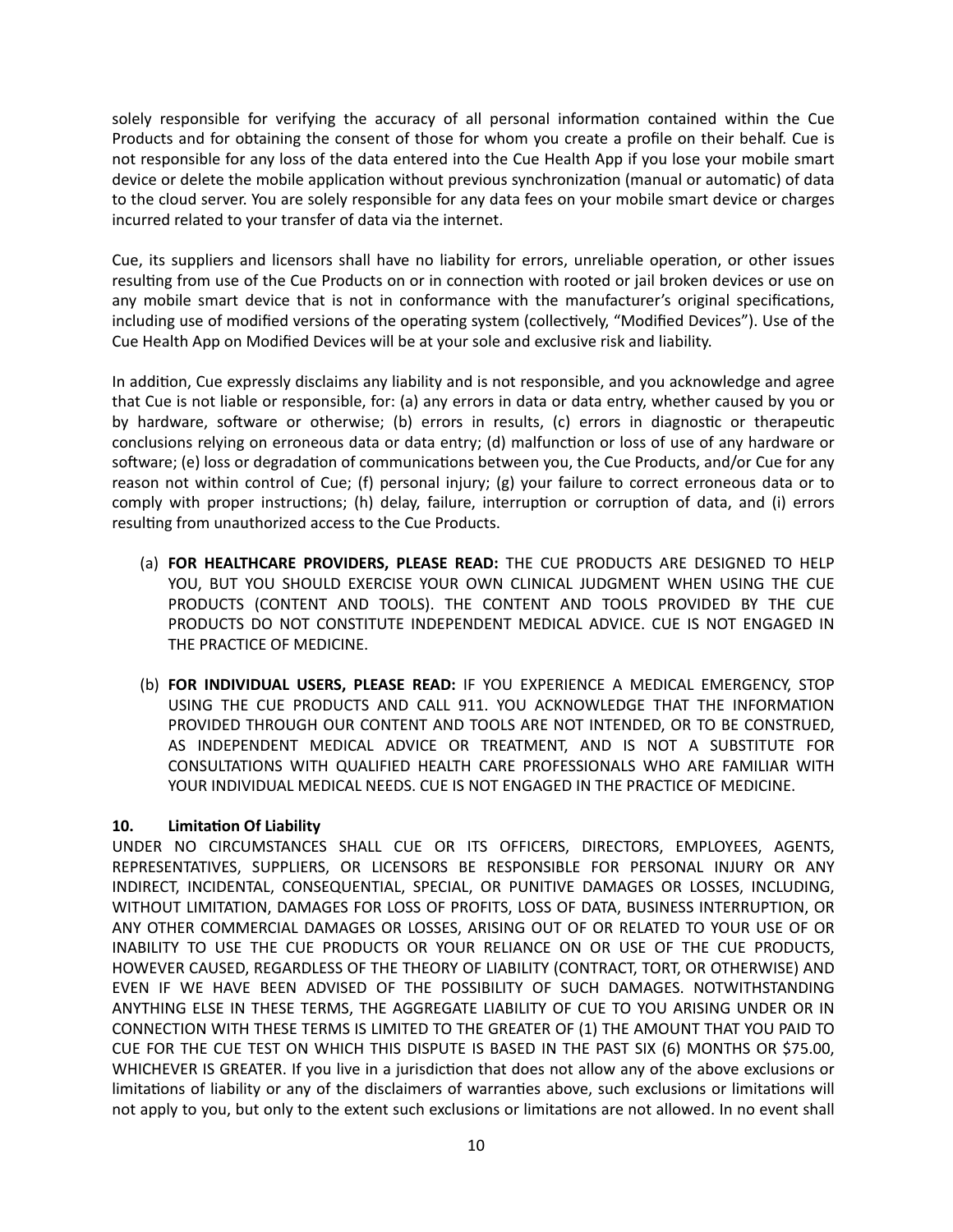solely responsible for verifying the accuracy of all personal information contained within the Cue Products and for obtaining the consent of those for whom you create a profile on their behalf. Cue is not responsible for any loss of the data entered into the Cue Health App if you lose your mobile smart device or delete the mobile application without previous synchronization (manual or automatic) of data to the cloud server. You are solely responsible for any data fees on your mobile smart device or charges incurred related to your transfer of data via the internet.

Cue, its suppliers and licensors shall have no liability for errors, unreliable operation, or other issues resulting from use of the Cue Products on or in connection with rooted or jail broken devices or use on any mobile smart device that is not in conformance with the manufacturer's original specifications, including use of modified versions of the operating system (collectively, "Modified Devices"). Use of the Cue Health App on Modified Devices will be at your sole and exclusive risk and liability.

In addition, Cue expressly disclaims any liability and is not responsible, and you acknowledge and agree that Cue is not liable or responsible, for: (a) any errors in data or data entry, whether caused by you or by hardware, software or otherwise; (b) errors in results, (c) errors in diagnostic or therapeutic conclusions relying on erroneous data or data entry; (d) malfunction or loss of use of any hardware or software; (e) loss or degradation of communications between you, the Cue Products, and/or Cue for any reason not within control of Cue; (f) personal injury; (g) your failure to correct erroneous data or to comply with proper instructions; (h) delay, failure, interruption or corruption of data, and (i) errors resulting from unauthorized access to the Cue Products.

(a) **FOR HEALTHCARE PROVIDERS, PLEASE READ:** THE CUE PRODUCTS ARE DESIGNED TO HELP YOU, BUT YOU SHOULD EXERCISE YOUR OWN CLINICAL JUDGMENT WHEN USING THE CUE PRODUCTS (CONTENT AND TOOLS). THE CONTENT AND TOOLS PROVIDED BY THE CUE PRODUCTS DO NOT CONSTITUTE INDEPENDENT MEDICAL ADVICE. CUE IS NOT ENGAGED IN THE PRACTICE OF MEDICINE.

(b) **FOR INDIVIDUAL USERS, PLEASE READ:** IF YOU EXPERIENCE A MEDICAL EMERGENCY, STOP USING THE CUE PRODUCTS AND CALL 911. YOU ACKNOWLEDGE THAT THE INFORMATION PROVIDED THROUGH OUR CONTENT AND TOOLS ARE NOT INTENDED, OR TO BE CONSTRUED, AS INDEPENDENT MEDICAL ADVICE OR TREATMENT, AND IS NOT A SUBSTITUTE FOR CONSULTATIONS WITH QUALIFIED HEALTH CARE PROFESSIONALS WHO ARE FAMILIAR WITH YOUR INDIVIDUAL MEDICAL NEEDS. CUE IS NOT ENGAGED IN THE PRACTICE OF MEDICINE.

**10. Limitation Of Liability**

UNDER NO CIRCUMSTANCES SHALL CUE OR ITS OFFICERS, DIRECTORS, EMPLOYEES, AGENTS, REPRESENTATIVES, SUPPLIERS, OR LICENSORS BE RESPONSIBLE FOR PERSONAL INJURY OR ANY INDIRECT, INCIDENTAL, CONSEQUENTIAL, SPECIAL, OR PUNITIVE DAMAGES OR LOSSES, INCLUDING, WITHOUT LIMITATION, DAMAGES FOR LOSS OF PROFITS, LOSS OF DATA, BUSINESS INTERRUPTION, OR ANY OTHER COMMERCIAL DAMAGES OR LOSSES, ARISING OUT OF OR RELATED TO YOUR USE OF OR INABILITY TO USE THE CUE PRODUCTS OR YOUR RELIANCE ON OR USE OF THE CUE PRODUCTS, HOWEVER CAUSED, REGARDLESS OF THE THEORY OF LIABILITY (CONTRACT, TORT, OR OTHERWISE) AND EVEN IF WE HAVE BEEN ADVISED OF THE POSSIBILITY OF SUCH DAMAGES. NOTWITHSTANDING ANYTHING ELSE IN THESE TERMS, THE AGGREGATE LIABILITY OF CUE TO YOU ARISING UNDER OR IN CONNECTION WITH THESE TERMS IS LIMITED TO THE GREATER OF (1) THE AMOUNT THAT YOU PAID TO CUE FOR THE CUE TEST ON WHICH THIS DISPUTE IS BASED IN THE PAST SIX (6) MONTHS OR $75.00, WHICHEVER IS GREATER. If you live in a jurisdiction that does not allow any of the above exclusions or limitations of liability or any of the disclaimers of warranties above, such exclusions or limitations will not apply to you, but only to the extent such exclusions or limitations are not allowed. In no event shall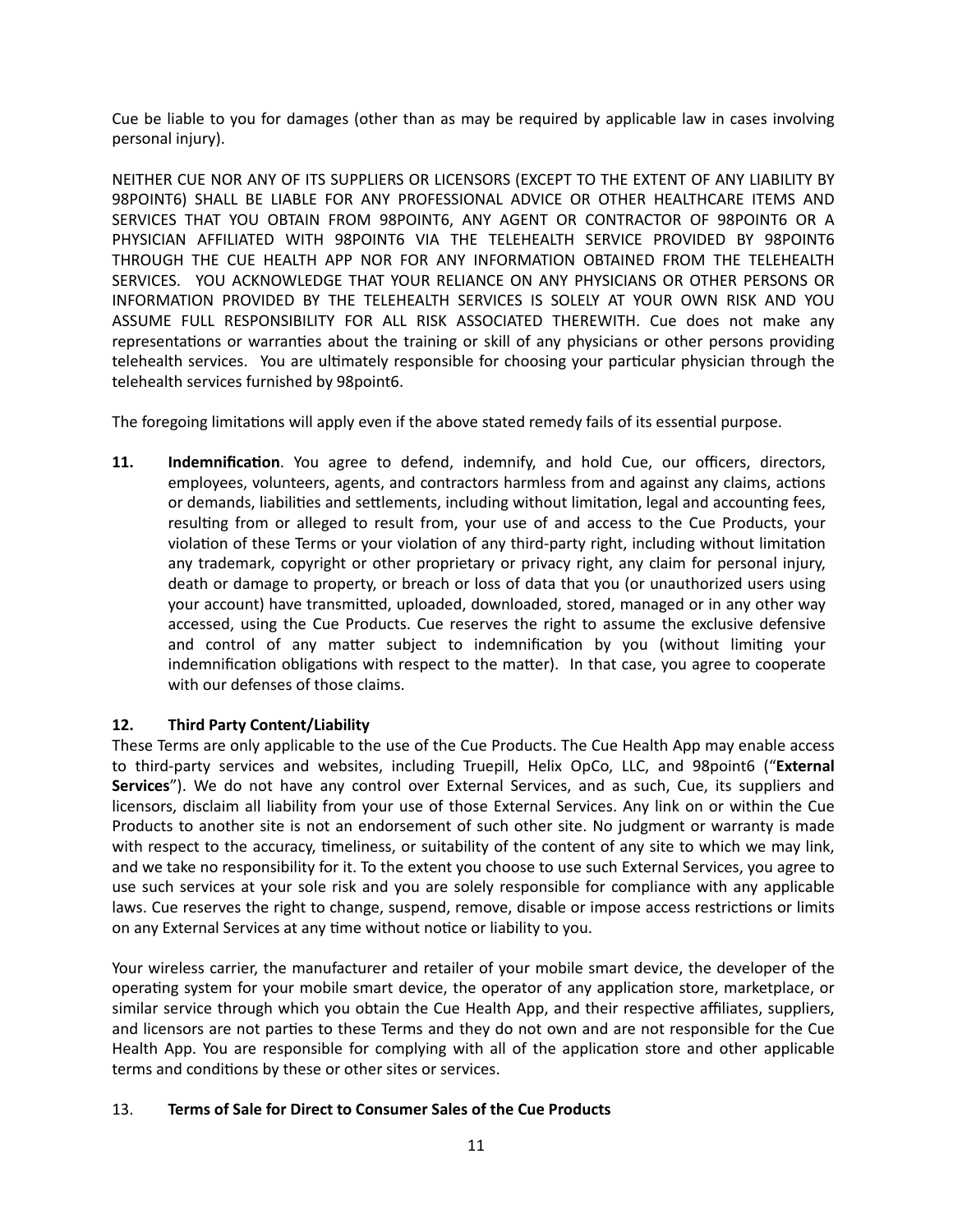Cue be liable to you for damages (other than as may be required by applicable law in cases involving personal injury).

NEITHER CUE NOR ANY OF ITS SUPPLIERS OR LICENSORS (EXCEPT TO THE EXTENT OF ANY LIABILITY BY 98POINT6) SHALL BE LIABLE FOR ANY PROFESSIONAL ADVICE OR OTHER HEALTHCARE ITEMS AND SERVICES THAT YOU OBTAIN FROM 98POINT6, ANY AGENT OR CONTRACTOR OF 98POINT6 OR A PHYSICIAN AFFILIATED WITH 98POINT6 VIA THE TELEHEALTH SERVICE PROVIDED BY 98POINT6 THROUGH THE CUE HEALTH APP NOR FOR ANY INFORMATION OBTAINED FROM THE TELEHEALTH SERVICES. YOU ACKNOWLEDGE THAT YOUR RELIANCE ON ANY PHYSICIANS OR OTHER PERSONS OR INFORMATION PROVIDED BY THE TELEHEALTH SERVICES IS SOLELY AT YOUR OWN RISK AND YOU ASSUME FULL RESPONSIBILITY FOR ALL RISK ASSOCIATED THEREWITH. Cue does not make any representations or warranties about the training or skill of any physicians or other persons providing telehealth services. You are ultimately responsible for choosing your particular physician through the telehealth services furnished by 98point6.

The foregoing limitations will apply even if the above stated remedy fails of its essential purpose.

**11. Indemnification**. You agree to defend, indemnify, and hold Cue, our officers, directors, employees, volunteers, agents, and contractors harmless from and against any claims, actions or demands, liabilities and settlements, including without limitation, legal and accounting fees, resulting from or alleged to result from, your use of and access to the Cue Products, your violation of these Terms or your violation of any third-party right, including without limitation any trademark, copyright or other proprietary or privacy right, any claim for personal injury, death or damage to property, or breach or loss of data that you (or unauthorized users using your account) have transmitted, uploaded, downloaded, stored, managed or in any other way accessed, using the Cue Products. Cue reserves the right to assume the exclusive defensive and control of any matter subject to indemnification by you (without limiting your indemnification obligations with respect to the matter). In that case, you agree to cooperate with our defenses of those claims.

**12. Third Party Content/Liability**

These Terms are only applicable to the use of the Cue Products. The Cue Health App may enable access to third-party services and websites, including Truepill, Helix OpCo, LLC, and 98point6 ("**External Services**"). We do not have any control over External Services, and as such, Cue, its suppliers and licensors, disclaim all liability from your use of those External Services. Any link on or within the Cue Products to another site is not an endorsement of such other site. No judgment or warranty is made with respect to the accuracy, timeliness, or suitability of the content of any site to which we may link, and we take no responsibility for it. To the extent you choose to use such External Services, you agree to use such services at your sole risk and you are solely responsible for compliance with any applicable laws. Cue reserves the right to change, suspend, remove, disable or impose access restrictions or limits on any External Services at any time without notice or liability to you.

Your wireless carrier, the manufacturer and retailer of your mobile smart device, the developer of the operating system for your mobile smart device, the operator of any application store, marketplace, or similar service through which you obtain the Cue Health App, and their respective affiliates, suppliers, and licensors are not parties to these Terms and they do not own and are not responsible for the Cue Health App. You are responsible for complying with all of the application store and other applicable terms and conditions by these or other sites or services.

13. **Terms of Sale for Direct to Consumer Sales of the Cue Products**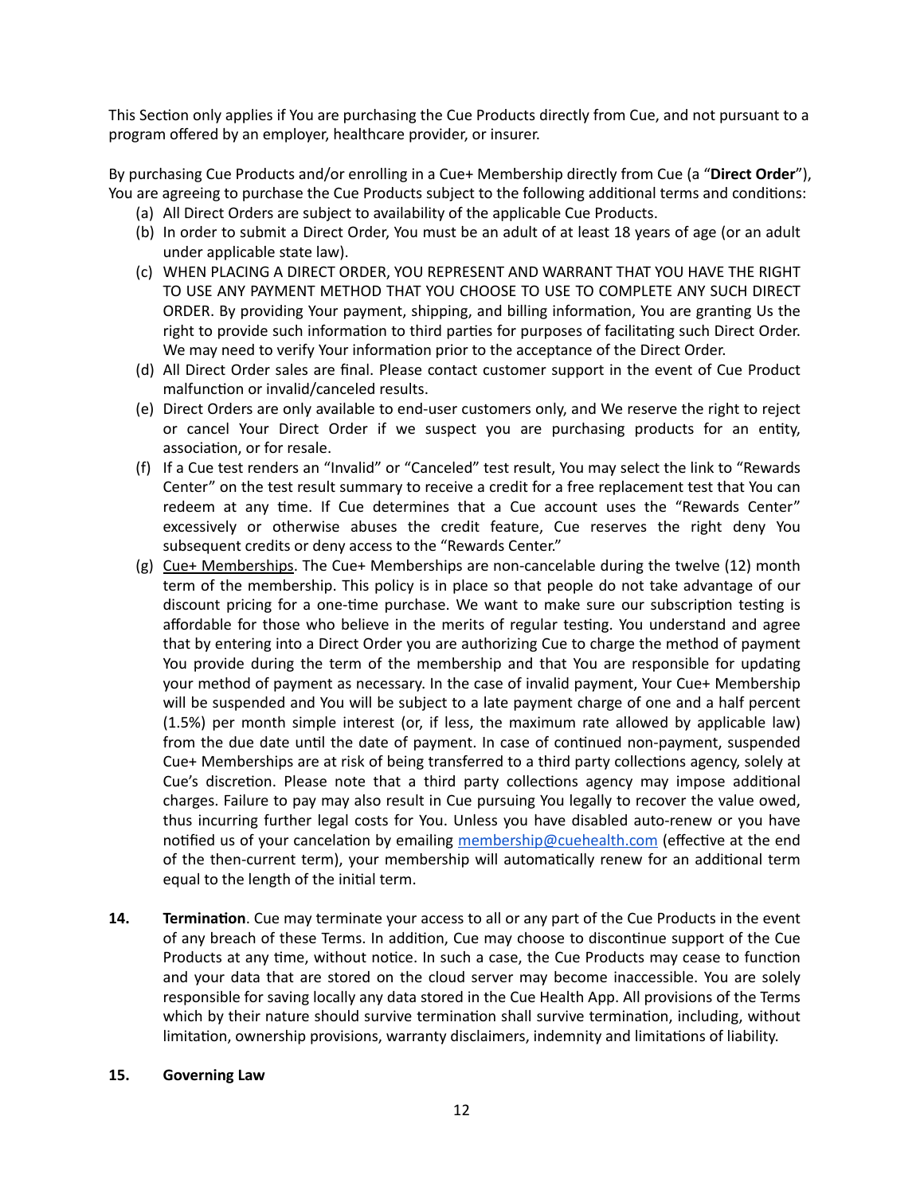This Section only applies if You are purchasing the Cue Products directly from Cue, and not pursuant to a program offered by an employer, healthcare provider, or insurer.

By purchasing Cue Products and/or enrolling in a Cue+ Membership directly from Cue (a "**Direct Order**"), You are agreeing to purchase the Cue Products subject to the following additional terms and conditions:

(a) All Direct Orders are subject to availability of the applicable Cue Products.

(b) In order to submit a Direct Order, You must be an adult of at least 18 years of age (or an adult under applicable state law).

(c) WHEN PLACING A DIRECT ORDER, YOU REPRESENT AND WARRANT THAT YOU HAVE THE RIGHT TO USE ANY PAYMENT METHOD THAT YOU CHOOSE TO USE TO COMPLETE ANY SUCH DIRECT ORDER. By providing Your payment, shipping, and billing information, You are granting Us the right to provide such information to third parties for purposes of facilitating such Direct Order. We may need to verify Your information prior to the acceptance of the Direct Order.

(d) All Direct Order sales are final. Please contact customer support in the event of Cue Product malfunction or invalid/canceled results.

(e) Direct Orders are only available to end-user customers only, and We reserve the right to reject or cancel Your Direct Order if we suspect you are purchasing products for an entity, association, or for resale.

(f) If a Cue test renders an "Invalid" or "Canceled" test result, You may select the link to "Rewards Center" on the test result summary to receive a credit for a free replacement test that You can redeem at any time. If Cue determines that a Cue account uses the "Rewards Center" excessively or otherwise abuses the credit feature, Cue reserves the right deny You subsequent credits or deny access to the "Rewards Center."

(g) Cue+ Memberships. The Cue+ Memberships are non-cancelable during the twelve (12) month term of the membership. This policy is in place so that people do not take advantage of our discount pricing for a one-time purchase. We want to make sure our subscription testing is affordable for those who believe in the merits of regular testing. You understand and agree that by entering into a Direct Order you are authorizing Cue to charge the method of payment You provide during the term of the membership and that You are responsible for updating your method of payment as necessary. In the case of invalid payment, Your Cue+ Membership will be suspended and You will be subject to a late payment charge of one and a half percent (1.5%) per month simple interest (or, if less, the maximum rate allowed by applicable law) from the due date until the date of payment. In case of continued non-payment, suspended Cue+ Memberships are at risk of being transferred to a third party collections agency, solely at Cue's discretion. Please note that a third party collections agency may impose additional charges. Failure to pay may also result in Cue pursuing You legally to recover the value owed, thus incurring further legal costs for You. Unless you have disabled auto-renew or you have notified us of your cancelation by emailing membership@cuehealth.com (effective at the end of the then-current term), your membership will automatically renew for an additional term equal to the length of the initial term.

**14. Termination**. Cue may terminate your access to all or any part of the Cue Products in the event of any breach of these Terms. In addition, Cue may choose to discontinue support of the Cue Products at any time, without notice. In such a case, the Cue Products may cease to function and your data that are stored on the cloud server may become inaccessible. You are solely responsible for saving locally any data stored in the Cue Health App. All provisions of the Terms which by their nature should survive termination shall survive termination, including, without limitation, ownership provisions, warranty disclaimers, indemnity and limitations of liability.

**15. Governing Law**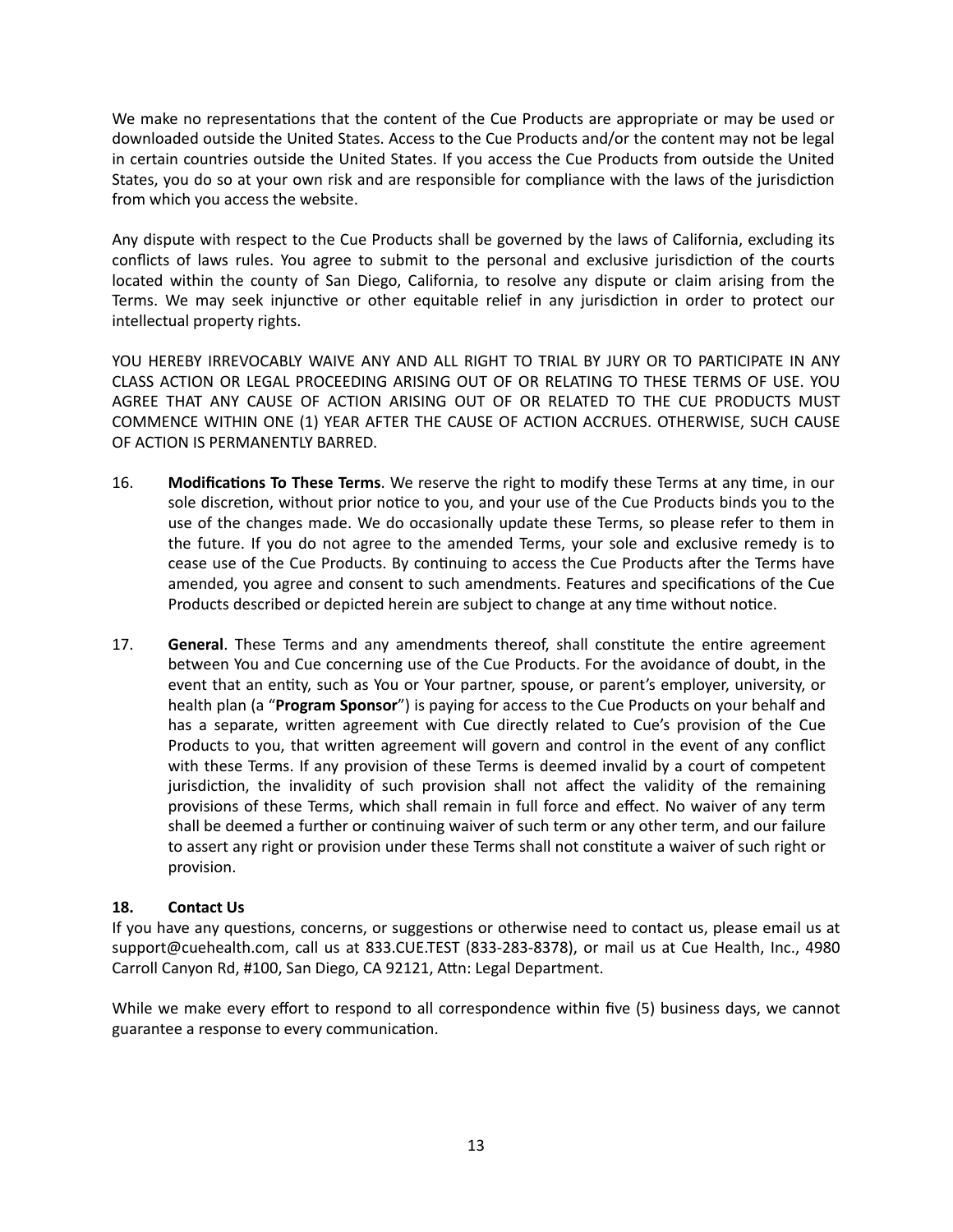We make no representations that the content of the Cue Products are appropriate or may be used or downloaded outside the United States. Access to the Cue Products and/or the content may not be legal in certain countries outside the United States. If you access the Cue Products from outside the United States, you do so at your own risk and are responsible for compliance with the laws of the jurisdiction from which you access the website.

Any dispute with respect to the Cue Products shall be governed by the laws of California, excluding its conflicts of laws rules. You agree to submit to the personal and exclusive jurisdiction of the courts located within the county of San Diego, California, to resolve any dispute or claim arising from the Terms. We may seek injunctive or other equitable relief in any jurisdiction in order to protect our intellectual property rights.

YOU HEREBY IRREVOCABLY WAIVE ANY AND ALL RIGHT TO TRIAL BY JURY OR TO PARTICIPATE IN ANY CLASS ACTION OR LEGAL PROCEEDING ARISING OUT OF OR RELATING TO THESE TERMS OF USE. YOU AGREE THAT ANY CAUSE OF ACTION ARISING OUT OF OR RELATED TO THE CUE PRODUCTS MUST COMMENCE WITHIN ONE (1) YEAR AFTER THE CAUSE OF ACTION ACCRUES. OTHERWISE, SUCH CAUSE OF ACTION IS PERMANENTLY BARRED.

16. **Modifications To These Terms**. We reserve the right to modify these Terms at any time, in our sole discretion, without prior notice to you, and your use of the Cue Products binds you to the use of the changes made. We do occasionally update these Terms, so please refer to them in the future. If you do not agree to the amended Terms, your sole and exclusive remedy is to cease use of the Cue Products. By continuing to access the Cue Products after the Terms have amended, you agree and consent to such amendments. Features and specifications of the Cue Products described or depicted herein are subject to change at any time without notice.

17. **General**. These Terms and any amendments thereof, shall constitute the entire agreement between You and Cue concerning use of the Cue Products. For the avoidance of doubt, in the event that an entity, such as You or Your partner, spouse, or parent's employer, university, or health plan (a "**Program Sponsor**") is paying for access to the Cue Products on your behalf and has a separate, written agreement with Cue directly related to Cue's provision of the Cue Products to you, that written agreement will govern and control in the event of any conflict with these Terms. If any provision of these Terms is deemed invalid by a court of competent jurisdiction, the invalidity of such provision shall not affect the validity of the remaining provisions of these Terms, which shall remain in full force and effect. No waiver of any term shall be deemed a further or continuing waiver of such term or any other term, and our failure to assert any right or provision under these Terms shall not constitute a waiver of such right or provision.

**18. Contact Us**

If you have any questions, concerns, or suggestions or otherwise need to contact us, please email us at support@cuehealth.com, call us at 833.CUE.TEST (833-283-8378), or mail us at Cue Health, Inc., 4980 Carroll Canyon Rd, #100, San Diego, CA 92121, Attn: Legal Department.

While we make every effort to respond to all correspondence within five (5) business days, we cannot guarantee a response to every communication.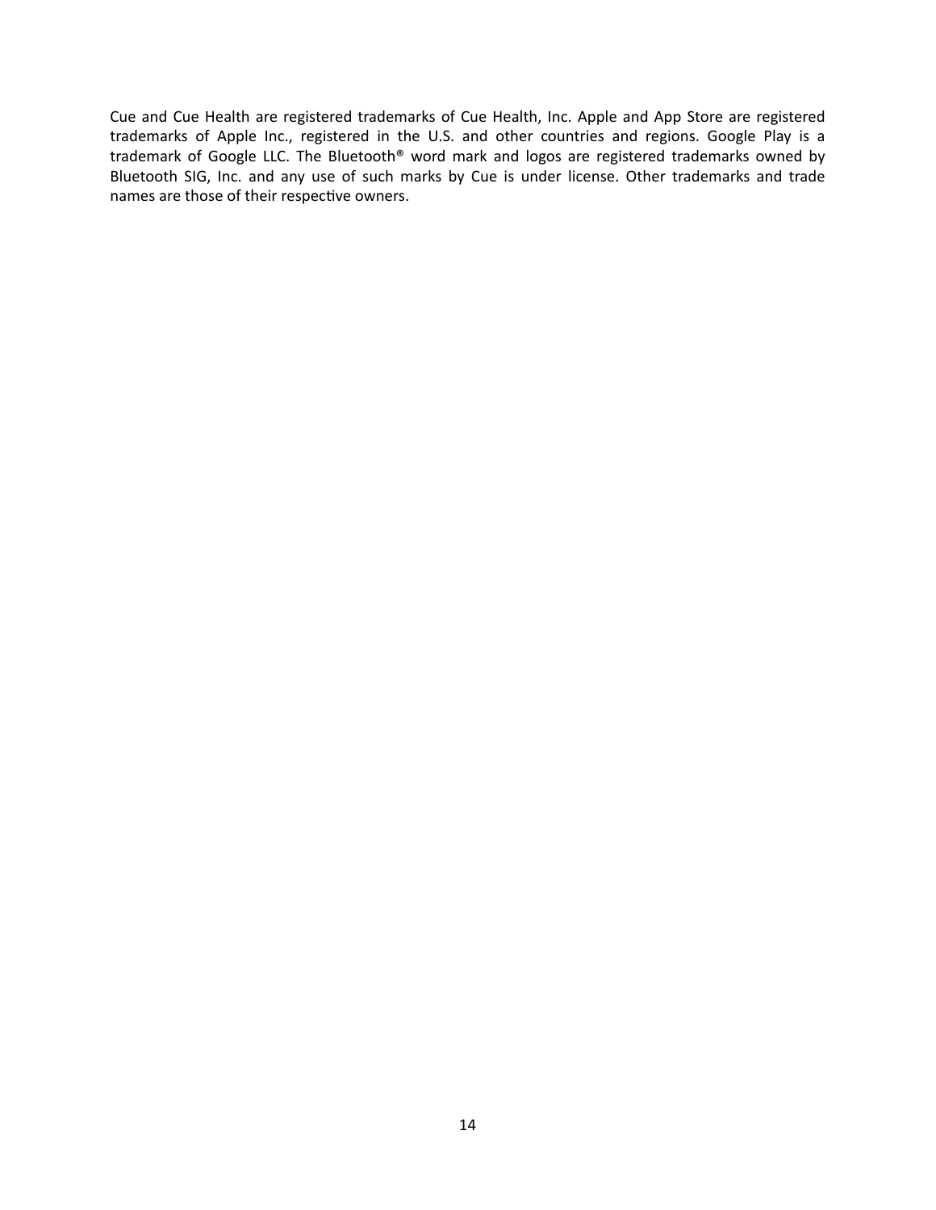Cue and Cue Health are registered trademarks of Cue Health, Inc. Apple and App Store are registered trademarks of Apple Inc., registered in the U.S. and other countries and regions. Google Play is a trademark of Google LLC. The Bluetooth® word mark and logos are registered trademarks owned by Bluetooth SIG, Inc. and any use of such marks by Cue is under license. Other trademarks and trade names are those of their respective owners.